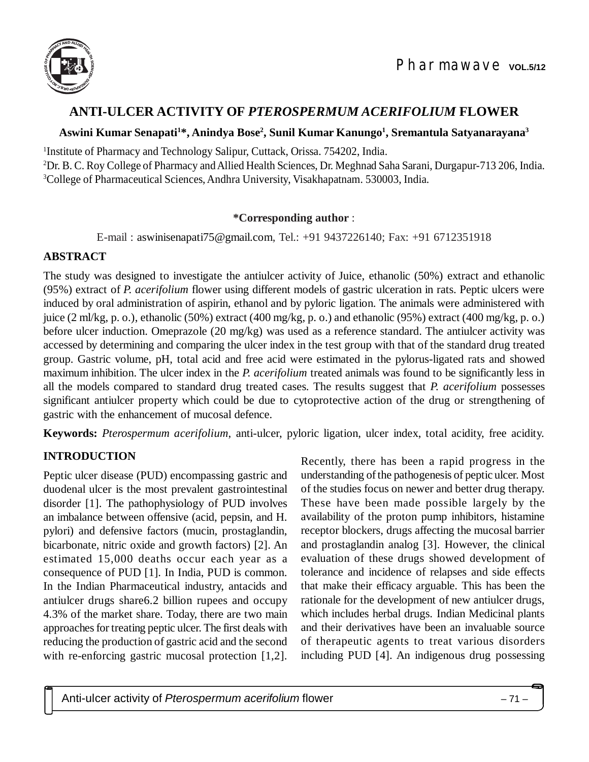# ANTI-ULCER ACTIVITY OF *PTEROSPERMUM ACERIFOLIUM* FLOWER

**Aswini Kumar Senapati[1]*, Anindya Bose[2], Sunil Kumar Kanungo[1], Sremantula Satyanarayana[3]**

[1]Institute of Pharmacy and Technology Salipur, Cuttack, Orissa. 754202, India.
[2]Dr. B. C. Roy College of Pharmacy and Allied Health Sciences, Dr. Meghnad Saha Sarani, Durgapur-713 206, India.
[3]College of Pharmaceutical Sciences, Andhra University, Visakhapatnam. 530003, India.

**\*Corresponding author** :

E-mail : aswinisenapati75@gmail.com, Tel.: +91 9437226140; Fax: +91 6712351918

## ABSTRACT

The study was designed to investigate the antiulcer activity of Juice, ethanolic (50%) extract and ethanolic (95%) extract of *P. acerifolium* flower using different models of gastric ulceration in rats. Peptic ulcers were induced by oral administration of aspirin, ethanol and by pyloric ligation. The animals were administered with juice (2 ml/kg, p. o.), ethanolic (50%) extract (400 mg/kg, p. o.) and ethanolic (95%) extract (400 mg/kg, p. o.) before ulcer induction. Omeprazole (20 mg/kg) was used as a reference standard. The antiulcer activity was accessed by determining and comparing the ulcer index in the test group with that of the standard drug treated group. Gastric volume, pH, total acid and free acid were estimated in the pylorus-ligated rats and showed maximum inhibition. The ulcer index in the *P. acerifolium* treated animals was found to be significantly less in all the models compared to standard drug treated cases. The results suggest that *P. acerifolium* possesses significant antiulcer property which could be due to cytoprotective action of the drug or strengthening of gastric with the enhancement of mucosal defence.

**Keywords:** *Pterospermum acerifolium*, anti-ulcer, pyloric ligation, ulcer index, total acidity, free acidity.

## INTRODUCTION

Peptic ulcer disease (PUD) encompassing gastric and duodenal ulcer is the most prevalent gastrointestinal disorder [1]. The pathophysiology of PUD involves an imbalance between offensive (acid, pepsin, and H. pylori) and defensive factors (mucin, prostaglandin, bicarbonate, nitric oxide and growth factors) [2]. An estimated 15,000 deaths occur each year as a consequence of PUD [1]. In India, PUD is common. In the Indian Pharmaceutical industry, antacids and antiulcer drugs share6.2 billion rupees and occupy 4.3% of the market share. Today, there are two main approaches for treating peptic ulcer. The first deals with reducing the production of gastric acid and the second with re-enforcing gastric mucosal protection [1,2].

Recently, there has been a rapid progress in the understanding of the pathogenesis of peptic ulcer. Most of the studies focus on newer and better drug therapy. These have been made possible largely by the availability of the proton pump inhibitors, histamine receptor blockers, drugs affecting the mucosal barrier and prostaglandin analog [3]. However, the clinical evaluation of these drugs showed development of tolerance and incidence of relapses and side effects that make their efficacy arguable. This has been the rationale for the development of new antiulcer drugs, which includes herbal drugs. Indian Medicinal plants and their derivatives have been an invaluable source of therapeutic agents to treat various disorders including PUD [4]. An indigenous drug possessing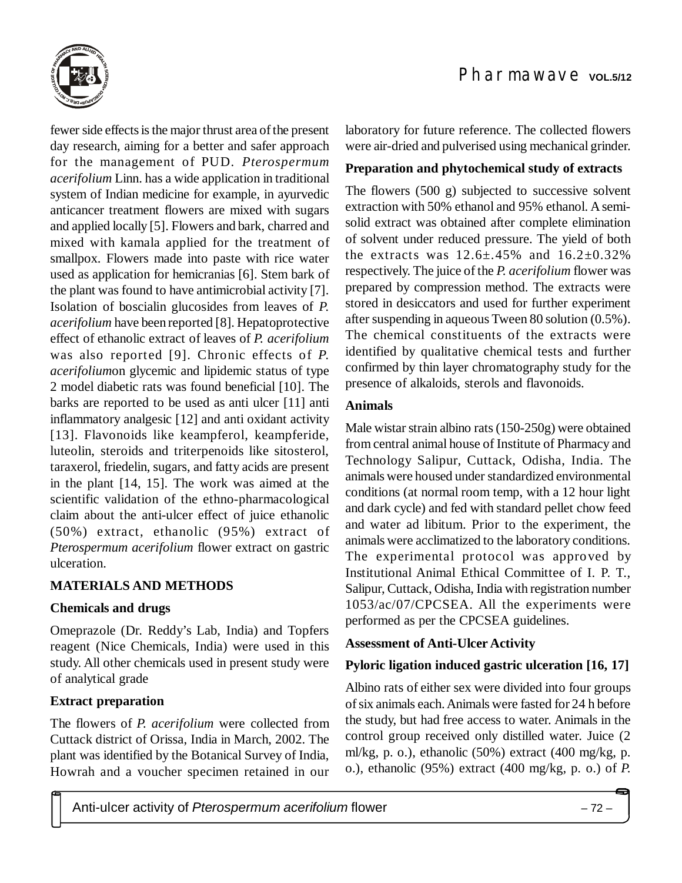fewer side effects is the major thrust area of the present day research, aiming for a better and safer approach for the management of PUD. *Pterospermum acerifolium* Linn. has a wide application in traditional system of Indian medicine for example, in ayurvedic anticancer treatment flowers are mixed with sugars and applied locally [5]. Flowers and bark, charred and mixed with kamala applied for the treatment of smallpox. Flowers made into paste with rice water used as application for hemicranias [6]. Stem bark of the plant was found to have antimicrobial activity [7]. Isolation of boscialin glucosides from leaves of *P. acerifolium* have been reported [8]. Hepatoprotective effect of ethanolic extract of leaves of *P. acerifolium* was also reported [9]. Chronic effects of *P. acerifolium*on glycemic and lipidemic status of type 2 model diabetic rats was found beneficial [10]. The barks are reported to be used as anti ulcer [11] anti inflammatory analgesic [12] and anti oxidant activity [13]. Flavonoids like keampferol, keampferide, luteolin, steroids and triterpenoids like sitosterol, taraxerol, friedelin, sugars, and fatty acids are present in the plant [14, 15]. The work was aimed at the scientific validation of the ethno-pharmacological claim about the anti-ulcer effect of juice ethanolic (50%) extract, ethanolic (95%) extract of *Pterospermum acerifolium* flower extract on gastric ulceration.

## MATERIALS AND METHODS

### Chemicals and drugs

Omeprazole (Dr. Reddy's Lab, India) and Topfers reagent (Nice Chemicals, India) were used in this study. All other chemicals used in present study were of analytical grade

### Extract preparation

The flowers of *P. acerifolium* were collected from Cuttack district of Orissa, India in March, 2002. The plant was identified by the Botanical Survey of India, Howrah and a voucher specimen retained in our laboratory for future reference. The collected flowers were air-dried and pulverised using mechanical grinder.

### Preparation and phytochemical study of extracts

The flowers (500 g) subjected to successive solvent extraction with 50% ethanol and 95% ethanol. A semi-solid extract was obtained after complete elimination of solvent under reduced pressure. The yield of both the extracts was 12.6±.45% and 16.2±0.32% respectively. The juice of the *P. acerifolium* flower was prepared by compression method. The extracts were stored in desiccators and used for further experiment after suspending in aqueous Tween 80 solution (0.5%). The chemical constituents of the extracts were identified by qualitative chemical tests and further confirmed by thin layer chromatography study for the presence of alkaloids, sterols and flavonoids.

### Animals

Male wistar strain albino rats (150-250g) were obtained from central animal house of Institute of Pharmacy and Technology Salipur, Cuttack, Odisha, India. The animals were housed under standardized environmental conditions (at normal room temp, with a 12 hour light and dark cycle) and fed with standard pellet chow feed and water ad libitum. Prior to the experiment, the animals were acclimatized to the laboratory conditions. The experimental protocol was approved by Institutional Animal Ethical Committee of I. P. T., Salipur, Cuttack, Odisha, India with registration number 1053/ac/07/CPCSEA. All the experiments were performed as per the CPCSEA guidelines.

### Assessment of Anti-Ulcer Activity

### Pyloric ligation induced gastric ulceration [16, 17]

Albino rats of either sex were divided into four groups of six animals each. Animals were fasted for 24 h before the study, but had free access to water. Animals in the control group received only distilled water. Juice (2 ml/kg, p. o.), ethanolic (50%) extract (400 mg/kg, p. o.), ethanolic (95%) extract (400 mg/kg, p. o.) of *P.*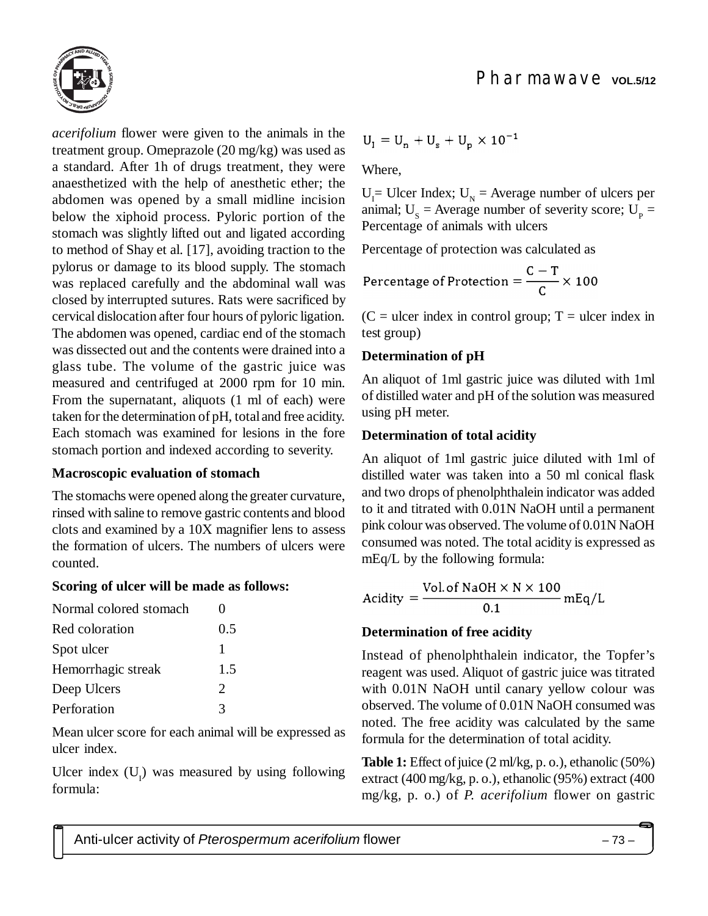*acerifolium* flower were given to the animals in the treatment group. Omeprazole (20 mg/kg) was used as a standard. After 1h of drugs treatment, they were anaesthetized with the help of anesthetic ether; the abdomen was opened by a small midline incision below the xiphoid process. Pyloric portion of the stomach was slightly lifted out and ligated according to method of Shay et al. [17], avoiding traction to the pylorus or damage to its blood supply. The stomach was replaced carefully and the abdominal wall was closed by interrupted sutures. Rats were sacrificed by cervical dislocation after four hours of pyloric ligation. The abdomen was opened, cardiac end of the stomach was dissected out and the contents were drained into a glass tube. The volume of the gastric juice was measured and centrifuged at 2000 rpm for 10 min. From the supernatant, aliquots (1 ml of each) were taken for the determination of pH, total and free acidity. Each stomach was examined for lesions in the fore stomach portion and indexed according to severity.

**Macroscopic evaluation of stomach**

The stomachs were opened along the greater curvature, rinsed with saline to remove gastric contents and blood clots and examined by a 10X magnifier lens to assess the formation of ulcers. The numbers of ulcers were counted.

**Scoring of ulcer will be made as follows:**

| | |
|---|---|
| Normal colored stomach | 0 |
| Red coloration | 0.5 |
| Spot ulcer | 1 |
| Hemorrhagic streak | 1.5 |
| Deep Ulcers | 2 |
| Perforation | 3 |

Mean ulcer score for each animal will be expressed as ulcer index.

Ulcer index ($U_I$) was measured by using following formula:

$$U_I = U_n + U_s + U_p \times 10^{-1}$$

Where,

$U_I$= Ulcer Index; $U_N$ = Average number of ulcers per animal; $U_S$ = Average number of severity score; $U_P$ = Percentage of animals with ulcers

Percentage of protection was calculated as

$$\text{Percentage of Protection} = \frac{C - T}{C} \times 100$$

(C = ulcer index in control group; T = ulcer index in test group)

**Determination of pH**

An aliquot of 1ml gastric juice was diluted with 1ml of distilled water and pH of the solution was measured using pH meter.

**Determination of total acidity**

An aliquot of 1ml gastric juice diluted with 1ml of distilled water was taken into a 50 ml conical flask and two drops of phenolphthalein indicator was added to it and titrated with 0.01N NaOH until a permanent pink colour was observed. The volume of 0.01N NaOH consumed was noted. The total acidity is expressed as mEq/L by the following formula:

$$\text{Acidity} = \frac{\text{Vol. of NaOH} \times N \times 100}{0.1} \text{ mEq/L}$$

**Determination of free acidity**

Instead of phenolphthalein indicator, the Topfer's reagent was used. Aliquot of gastric juice was titrated with 0.01N NaOH until canary yellow colour was observed. The volume of 0.01N NaOH consumed was noted. The free acidity was calculated by the same formula for the determination of total acidity.

**Table 1:** Effect of juice (2 ml/kg, p. o.), ethanolic (50%) extract (400 mg/kg, p. o.), ethanolic (95%) extract (400 mg/kg, p. o.) of *P. acerifolium* flower on gastric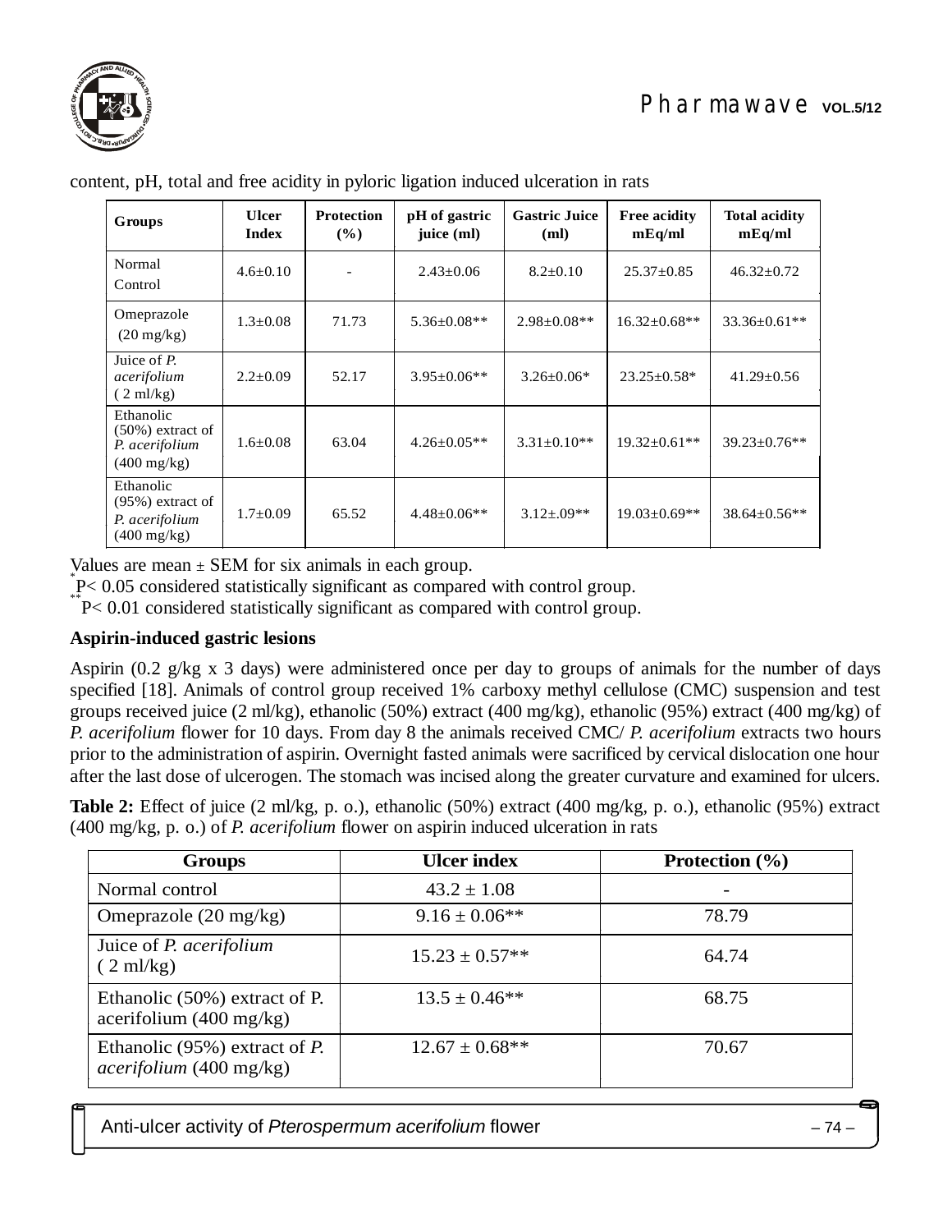content, pH, total and free acidity in pyloric ligation induced ulceration in rats

| Groups | Ulcer Index | Protection (%) | pH of gastric juice (ml) | Gastric Juice (ml) | Free acidity mEq/ml | Total acidity mEq/ml |
|---|---|---|---|---|---|---|
| Normal Control | 4.6±0.10 | - | 2.43±0.06 | 8.2±0.10 | 25.37±0.85 | 46.32±0.72 |
| Omeprazole (20 mg/kg) | 1.3±0.08 | 71.73 | 5.36±0.08** | 2.98±0.08** | 16.32±0.68** | 33.36±0.61** |
| Juice of *P. acerifolium* ( 2 ml/kg) | 2.2±0.09 | 52.17 | 3.95±0.06** | 3.26±0.06* | 23.25±0.58* | 41.29±0.56 |
| Ethanolic (50%) extract of *P. acerifolium* (400 mg/kg) | 1.6±0.08 | 63.04 | 4.26±0.05** | 3.31±0.10** | 19.32±0.61** | 39.23±0.76** |
| Ethanolic (95%) extract of *P. acerifolium* (400 mg/kg) | 1.7±0.09 | 65.52 | 4.48±0.06** | 3.12±.09** | 19.03±0.69** | 38.64±0.56** |

Values are mean ± SEM for six animals in each group.

*P< 0.05 considered statistically significant as compared with control group.

**P< 0.01 considered statistically significant as compared with control group.

**Aspirin-induced gastric lesions**

Aspirin (0.2 g/kg x 3 days) were administered once per day to groups of animals for the number of days specified [18]. Animals of control group received 1% carboxy methyl cellulose (CMC) suspension and test groups received juice (2 ml/kg), ethanolic (50%) extract (400 mg/kg), ethanolic (95%) extract (400 mg/kg) of *P. acerifolium* flower for 10 days. From day 8 the animals received CMC/ *P. acerifolium* extracts two hours prior to the administration of aspirin. Overnight fasted animals were sacrificed by cervical dislocation one hour after the last dose of ulcerogen. The stomach was incised along the greater curvature and examined for ulcers.

**Table 2:** Effect of juice (2 ml/kg, p. o.), ethanolic (50%) extract (400 mg/kg, p. o.), ethanolic (95%) extract (400 mg/kg, p. o.) of *P. acerifolium* flower on aspirin induced ulceration in rats

| Groups | Ulcer index | Protection (%) |
|---|---|---|
| Normal control | 43.2 ± 1.08 | - |
| Omeprazole (20 mg/kg) | 9.16 ± 0.06** | 78.79 |
| Juice of *P. acerifolium* ( 2 ml/kg) | 15.23 ± 0.57** | 64.74 |
| Ethanolic (50%) extract of P. acerifolium (400 mg/kg) | 13.5 ± 0.46** | 68.75 |
| Ethanolic (95%) extract of *P. acerifolium* (400 mg/kg) | 12.67 ± 0.68** | 70.67 |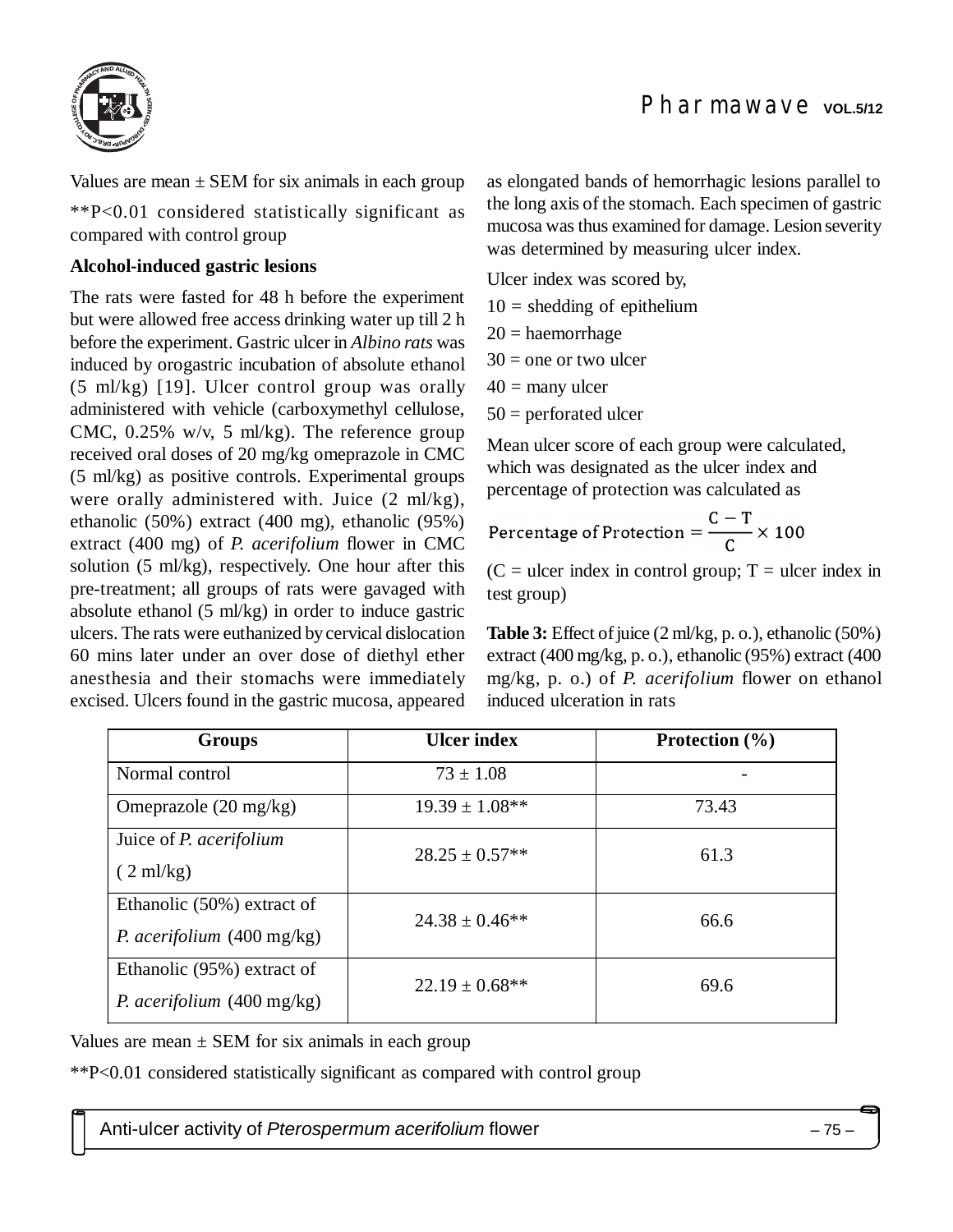Values are mean ± SEM for six animals in each group

**P<0.01 considered statistically significant as compared with control group

**Alcohol-induced gastric lesions**

The rats were fasted for 48 h before the experiment but were allowed free access drinking water up till 2 h before the experiment. Gastric ulcer in *Albino rats* was induced by orogastric incubation of absolute ethanol (5 ml/kg) [19]. Ulcer control group was orally administered with vehicle (carboxymethyl cellulose, CMC, 0.25% w/v, 5 ml/kg). The reference group received oral doses of 20 mg/kg omeprazole in CMC (5 ml/kg) as positive controls. Experimental groups were orally administered with. Juice (2 ml/kg), ethanolic (50%) extract (400 mg), ethanolic (95%) extract (400 mg) of *P. acerifolium* flower in CMC solution (5 ml/kg), respectively. One hour after this pre-treatment; all groups of rats were gavaged with absolute ethanol (5 ml/kg) in order to induce gastric ulcers. The rats were euthanized by cervical dislocation 60 mins later under an over dose of diethyl ether anesthesia and their stomachs were immediately excised. Ulcers found in the gastric mucosa, appeared as elongated bands of hemorrhagic lesions parallel to the long axis of the stomach. Each specimen of gastric mucosa was thus examined for damage. Lesion severity was determined by measuring ulcer index.

Ulcer index was scored by,

10 = shedding of epithelium

20 = haemorrhage

30 = one or two ulcer

40 = many ulcer

50 = perforated ulcer

Mean ulcer score of each group were calculated, which was designated as the ulcer index and percentage of protection was calculated as

$$\text{Percentage of Protection} = \frac{C - T}{C} \times 100$$

(C = ulcer index in control group; T = ulcer index in test group)

**Table 3:** Effect of juice (2 ml/kg, p. o.), ethanolic (50%) extract (400 mg/kg, p. o.), ethanolic (95%) extract (400 mg/kg, p. o.) of *P. acerifolium* flower on ethanol induced ulceration in rats

| Groups | Ulcer index | Protection (%) |
|---|---|---|
| Normal control | 73 ± 1.08 | - |
| Omeprazole (20 mg/kg) | 19.39 ± 1.08** | 73.43 |
| Juice of *P. acerifolium* ( 2 ml/kg) | 28.25 ± 0.57** | 61.3 |
| Ethanolic (50%) extract of *P. acerifolium* (400 mg/kg) | 24.38 ± 0.46** | 66.6 |
| Ethanolic (95%) extract of *P. acerifolium* (400 mg/kg) | 22.19 ± 0.68** | 69.6 |

Values are mean ± SEM for six animals in each group

**P<0.01 considered statistically significant as compared with control group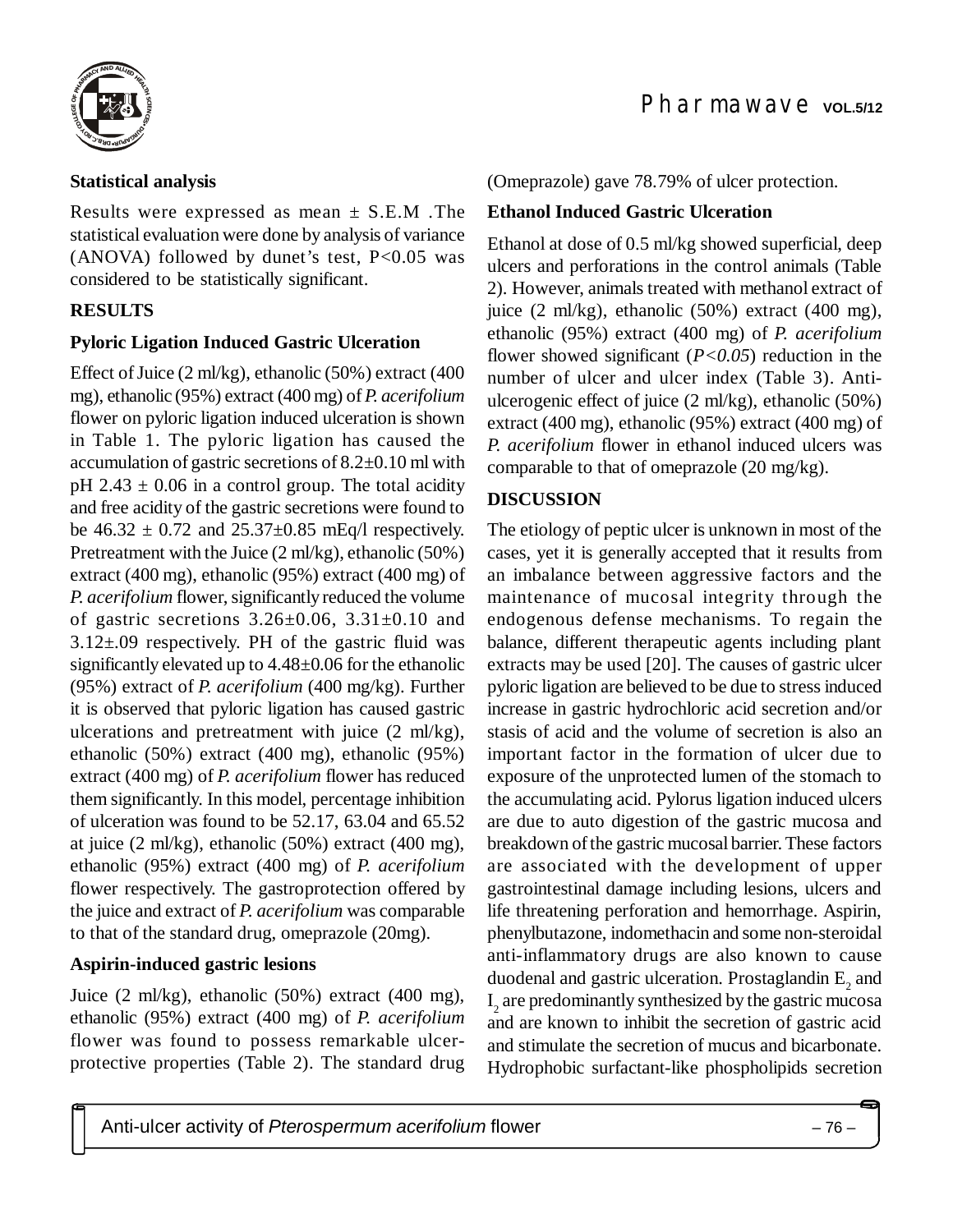**Statistical analysis**

Results were expressed as mean ± S.E.M .The statistical evaluation were done by analysis of variance (ANOVA) followed by dunet's test, P<0.05 was considered to be statistically significant.

## RESULTS

**Pyloric Ligation Induced Gastric Ulceration**

Effect of Juice (2 ml/kg), ethanolic (50%) extract (400 mg), ethanolic (95%) extract (400 mg) of *P. acerifolium* flower on pyloric ligation induced ulceration is shown in Table 1. The pyloric ligation has caused the accumulation of gastric secretions of 8.2±0.10 ml with pH 2.43 ± 0.06 in a control group. The total acidity and free acidity of the gastric secretions were found to be 46.32 ± 0.72 and 25.37±0.85 mEq/l respectively. Pretreatment with the Juice (2 ml/kg), ethanolic (50%) extract (400 mg), ethanolic (95%) extract (400 mg) of *P. acerifolium* flower, significantly reduced the volume of gastric secretions 3.26±0.06, 3.31±0.10 and 3.12±.09 respectively. PH of the gastric fluid was significantly elevated up to 4.48±0.06 for the ethanolic (95%) extract of *P. acerifolium* (400 mg/kg). Further it is observed that pyloric ligation has caused gastric ulcerations and pretreatment with juice (2 ml/kg), ethanolic (50%) extract (400 mg), ethanolic (95%) extract (400 mg) of *P. acerifolium* flower has reduced them significantly. In this model, percentage inhibition of ulceration was found to be 52.17, 63.04 and 65.52 at juice (2 ml/kg), ethanolic (50%) extract (400 mg), ethanolic (95%) extract (400 mg) of *P. acerifolium* flower respectively. The gastroprotection offered by the juice and extract of *P. acerifolium* was comparable to that of the standard drug, omeprazole (20mg).

**Aspirin-induced gastric lesions**

Juice (2 ml/kg), ethanolic (50%) extract (400 mg), ethanolic (95%) extract (400 mg) of *P. acerifolium* flower was found to possess remarkable ulcer-protective properties (Table 2). The standard drug (Omeprazole) gave 78.79% of ulcer protection.

**Ethanol Induced Gastric Ulceration**

Ethanol at dose of 0.5 ml/kg showed superficial, deep ulcers and perforations in the control animals (Table 2). However, animals treated with methanol extract of juice (2 ml/kg), ethanolic (50%) extract (400 mg), ethanolic (95%) extract (400 mg) of *P. acerifolium* flower showed significant (*P<0.05*) reduction in the number of ulcer and ulcer index (Table 3). Anti-ulcerogenic effect of juice (2 ml/kg), ethanolic (50%) extract (400 mg), ethanolic (95%) extract (400 mg) of *P. acerifolium* flower in ethanol induced ulcers was comparable to that of omeprazole (20 mg/kg).

## DISCUSSION

The etiology of peptic ulcer is unknown in most of the cases, yet it is generally accepted that it results from an imbalance between aggressive factors and the maintenance of mucosal integrity through the endogenous defense mechanisms. To regain the balance, different therapeutic agents including plant extracts may be used [20]. The causes of gastric ulcer pyloric ligation are believed to be due to stress induced increase in gastric hydrochloric acid secretion and/or stasis of acid and the volume of secretion is also an important factor in the formation of ulcer due to exposure of the unprotected lumen of the stomach to the accumulating acid. Pylorus ligation induced ulcers are due to auto digestion of the gastric mucosa and breakdown of the gastric mucosal barrier. These factors are associated with the development of upper gastrointestinal damage including lesions, ulcers and life threatening perforation and hemorrhage. Aspirin, phenylbutazone, indomethacin and some non-steroidal anti-inflammatory drugs are also known to cause duodenal and gastric ulceration. Prostaglandin $E_2$ and $I_2$ are predominantly synthesized by the gastric mucosa and are known to inhibit the secretion of gastric acid and stimulate the secretion of mucus and bicarbonate. Hydrophobic surfactant-like phospholipids secretion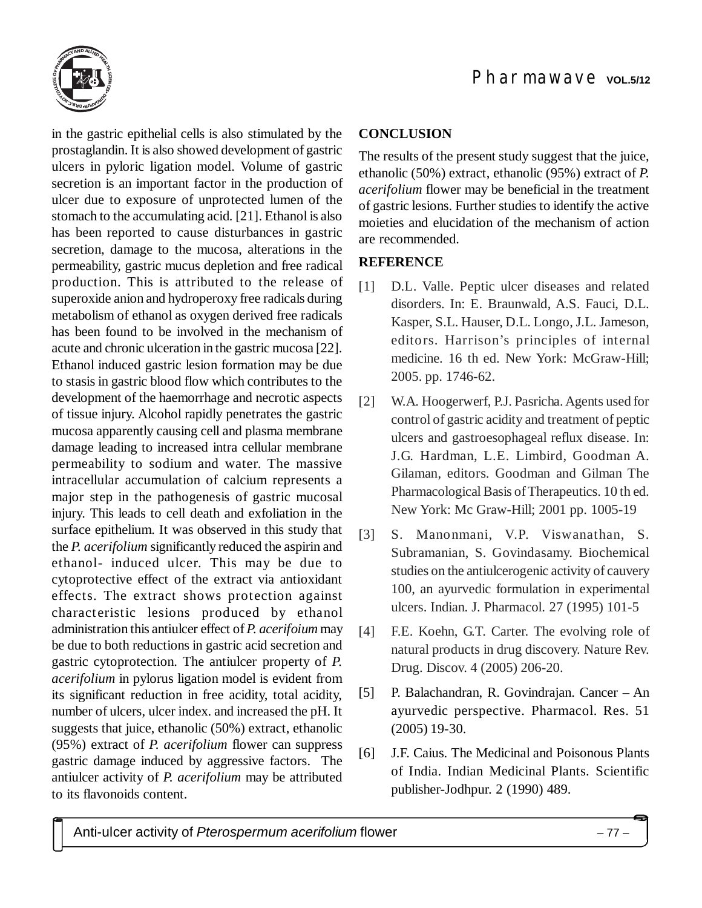in the gastric epithelial cells is also stimulated by the prostaglandin. It is also showed development of gastric ulcers in pyloric ligation model. Volume of gastric secretion is an important factor in the production of ulcer due to exposure of unprotected lumen of the stomach to the accumulating acid. [21]. Ethanol is also has been reported to cause disturbances in gastric secretion, damage to the mucosa, alterations in the permeability, gastric mucus depletion and free radical production. This is attributed to the release of superoxide anion and hydroperoxy free radicals during metabolism of ethanol as oxygen derived free radicals has been found to be involved in the mechanism of acute and chronic ulceration in the gastric mucosa [22]. Ethanol induced gastric lesion formation may be due to stasis in gastric blood flow which contributes to the development of the haemorrhage and necrotic aspects of tissue injury. Alcohol rapidly penetrates the gastric mucosa apparently causing cell and plasma membrane damage leading to increased intra cellular membrane permeability to sodium and water. The massive intracellular accumulation of calcium represents a major step in the pathogenesis of gastric mucosal injury. This leads to cell death and exfoliation in the surface epithelium. It was observed in this study that the *P. acerifolium* significantly reduced the aspirin and ethanol- induced ulcer. This may be due to cytoprotective effect of the extract via antioxidant effects. The extract shows protection against characteristic lesions produced by ethanol administration this antiulcer effect of *P. acerifoium* may be due to both reductions in gastric acid secretion and gastric cytoprotection. The antiulcer property of *P. acerifolium* in pylorus ligation model is evident from its significant reduction in free acidity, total acidity, number of ulcers, ulcer index. and increased the pH. It suggests that juice, ethanolic (50%) extract, ethanolic (95%) extract of *P. acerifolium* flower can suppress gastric damage induced by aggressive factors. The antiulcer activity of *P. acerifolium* may be attributed to its flavonoids content.

## CONCLUSION

The results of the present study suggest that the juice, ethanolic (50%) extract, ethanolic (95%) extract of *P. acerifolium* flower may be beneficial in the treatment of gastric lesions. Further studies to identify the active moieties and elucidation of the mechanism of action are recommended.

## REFERENCE

[1] D.L. Valle. Peptic ulcer diseases and related disorders. In: E. Braunwald, A.S. Fauci, D.L. Kasper, S.L. Hauser, D.L. Longo, J.L. Jameson, editors. Harrison's principles of internal medicine. 16 th ed. New York: McGraw-Hill; 2005. pp. 1746-62.

[2] W.A. Hoogerwerf, P.J. Pasricha. Agents used for control of gastric acidity and treatment of peptic ulcers and gastroesophageal reflux disease. In: J.G. Hardman, L.E. Limbird, Goodman A. Gilaman, editors. Goodman and Gilman The Pharmacological Basis of Therapeutics. 10 th ed. New York: Mc Graw-Hill; 2001 pp. 1005-19

[3] S. Manonmani, V.P. Viswanathan, S. Subramanian, S. Govindasamy. Biochemical studies on the antiulcerogenic activity of cauvery 100, an ayurvedic formulation in experimental ulcers. Indian. J. Pharmacol. 27 (1995) 101-5

[4] F.E. Koehn, G.T. Carter. The evolving role of natural products in drug discovery. Nature Rev. Drug. Discov. 4 (2005) 206-20.

[5] P. Balachandran, R. Govindrajan. Cancer – An ayurvedic perspective. Pharmacol. Res. 51 (2005) 19-30.

[6] J.F. Caius. The Medicinal and Poisonous Plants of India. Indian Medicinal Plants. Scientific publisher-Jodhpur. 2 (1990) 489.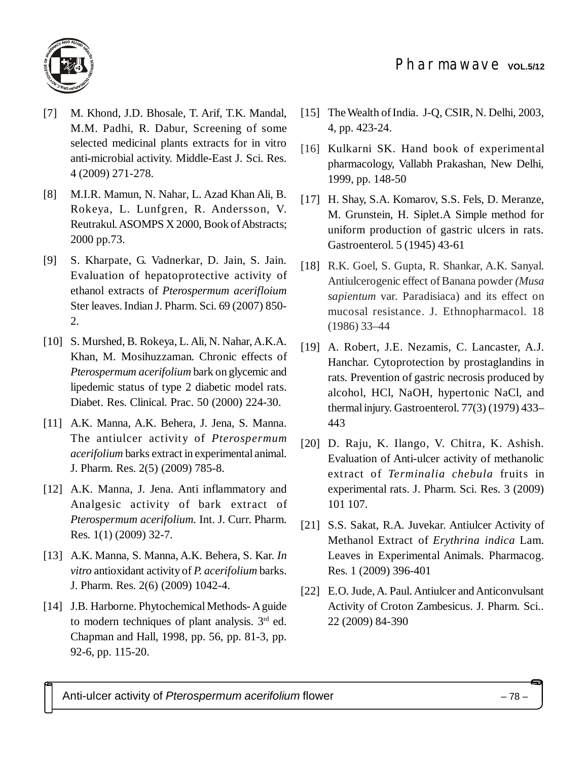[7] M. Khond, J.D. Bhosale, T. Arif, T.K. Mandal, M.M. Padhi, R. Dabur, Screening of some selected medicinal plants extracts for in vitro anti-microbial activity. Middle-East J. Sci. Res. 4 (2009) 271-278.

[8] M.I.R. Mamun, N. Nahar, L. Azad Khan Ali, B. Rokeya, L. Lunfgren, R. Andersson, V. Reutrakul. ASOMPS X 2000, Book of Abstracts; 2000 pp.73.

[9] S. Kharpate, G. Vadnerkar, D. Jain, S. Jain. Evaluation of hepatoprotective activity of ethanol extracts of *Pterospermum acerifloium* Ster leaves. Indian J. Pharm. Sci. 69 (2007) 850-2.

[10] S. Murshed, B. Rokeya, L. Ali, N. Nahar, A.K.A. Khan, M. Mosihuzzaman. Chronic effects of *Pterospermum acerifolium* bark on glycemic and lipedemic status of type 2 diabetic model rats. Diabet. Res. Clinical. Prac. 50 (2000) 224-30.

[11] A.K. Manna, A.K. Behera, J. Jena, S. Manna. The antiulcer activity of *Pterospermum acerifolium* barks extract in experimental animal. J. Pharm. Res. 2(5) (2009) 785-8.

[12] A.K. Manna, J. Jena. Anti inflammatory and Analgesic activity of bark extract of *Pterospermum acerifolium*. Int. J. Curr. Pharm. Res. 1(1) (2009) 32-7.

[13] A.K. Manna, S. Manna, A.K. Behera, S. Kar. *In vitro* antioxidant activity of *P. acerifolium* barks. J. Pharm. Res. 2(6) (2009) 1042-4.

[14] J.B. Harborne. Phytochemical Methods- A guide to modern techniques of plant analysis. 3rd ed. Chapman and Hall, 1998, pp. 56, pp. 81-3, pp. 92-6, pp. 115-20.

[15] The Wealth of India. J-Q, CSIR, N. Delhi, 2003, 4, pp. 423-24.

[16] Kulkarni SK. Hand book of experimental pharmacology, Vallabh Prakashan, New Delhi, 1999, pp. 148-50

[17] H. Shay, S.A. Komarov, S.S. Fels, D. Meranze, M. Grunstein, H. Siplet.A Simple method for uniform production of gastric ulcers in rats. Gastroenterol. 5 (1945) 43-61

[18] R.K. Goel, S. Gupta, R. Shankar, A.K. Sanyal. Antiulcerogenic effect of Banana powder *(Musa sapientum* var. Paradisiaca) and its effect on mucosal resistance. J. Ethnopharmacol. 18 (1986) 33–44

[19] A. Robert, J.E. Nezamis, C. Lancaster, A.J. Hanchar. Cytoprotection by prostaglandins in rats. Prevention of gastric necrosis produced by alcohol, HCl, NaOH, hypertonic NaCl, and thermal injury. Gastroenterol. 77(3) (1979) 433–443

[20] D. Raju, K. Ilango, V. Chitra, K. Ashish. Evaluation of Anti-ulcer activity of methanolic extract of *Terminalia chebula* fruits in experimental rats. J. Pharm. Sci. Res. 3 (2009) 101 107.

[21] S.S. Sakat, R.A. Juvekar. Antiulcer Activity of Methanol Extract of *Erythrina indica* Lam. Leaves in Experimental Animals. Pharmacog. Res. 1 (2009) 396-401

[22] E.O. Jude, A. Paul. Antiulcer and Anticonvulsant Activity of Croton Zambesicus. J. Pharm. Sci.. 22 (2009) 84-390